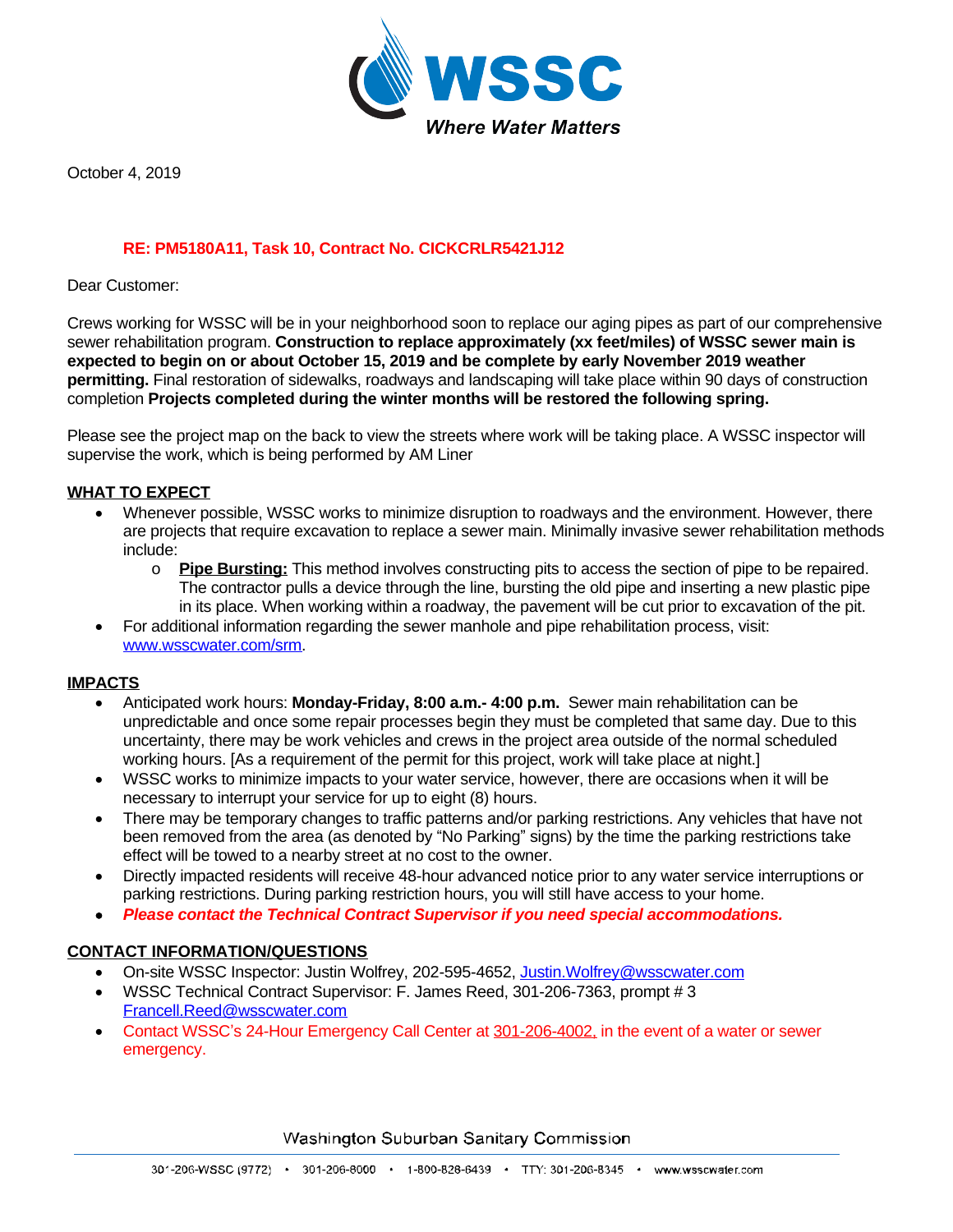**WSSC**
*Where Water Matters*

October 4, 2019

**RE: PM5180A11, Task 10, Contract No. CICKCRLR5421J12**

Dear Customer:

Crews working for WSSC will be in your neighborhood soon to replace our aging pipes as part of our comprehensive sewer rehabilitation program. **Construction to replace approximately (xx feet/miles) of WSSC sewer main is expected to begin on or about October 15, 2019 and be complete by early November 2019 weather permitting.** Final restoration of sidewalks, roadways and landscaping will take place within 90 days of construction completion **Projects completed during the winter months will be restored the following spring.**

Please see the project map on the back to view the streets where work will be taking place. A WSSC inspector will supervise the work, which is being performed by AM Liner

## WHAT TO EXPECT

- Whenever possible, WSSC works to minimize disruption to roadways and the environment. However, there are projects that require excavation to replace a sewer main. Minimally invasive sewer rehabilitation methods include:
  - **Pipe Bursting:** This method involves constructing pits to access the section of pipe to be repaired. The contractor pulls a device through the line, bursting the old pipe and inserting a new plastic pipe in its place. When working within a roadway, the pavement will be cut prior to excavation of the pit.
- For additional information regarding the sewer manhole and pipe rehabilitation process, visit: www.wsscwater.com/srm.

## IMPACTS

- Anticipated work hours: **Monday-Friday, 8:00 a.m.- 4:00 p.m.** Sewer main rehabilitation can be unpredictable and once some repair processes begin they must be completed that same day. Due to this uncertainty, there may be work vehicles and crews in the project area outside of the normal scheduled working hours. [As a requirement of the permit for this project, work will take place at night.]
- WSSC works to minimize impacts to your water service, however, there are occasions when it will be necessary to interrupt your service for up to eight (8) hours.
- There may be temporary changes to traffic patterns and/or parking restrictions. Any vehicles that have not been removed from the area (as denoted by "No Parking" signs) by the time the parking restrictions take effect will be towed to a nearby street at no cost to the owner.
- Directly impacted residents will receive 48-hour advanced notice prior to any water service interruptions or parking restrictions. During parking restriction hours, you will still have access to your home.
- ***Please contact the Technical Contract Supervisor if you need special accommodations.***

## CONTACT INFORMATION/QUESTIONS

- On-site WSSC Inspector: Justin Wolfrey, 202-595-4652, Justin.Wolfrey@wsscwater.com
- WSSC Technical Contract Supervisor: F. James Reed, 301-206-7363, prompt # 3 Francell.Reed@wsscwater.com
- Contact WSSC's 24-Hour Emergency Call Center at 301-206-4002, in the event of a water or sewer emergency.

Washington Suburban Sanitary Commission

301-206-WSSC (9772) • 301-206-8000 • 1-800-828-6439 • TTY: 301-206-8345 • www.wsscwater.com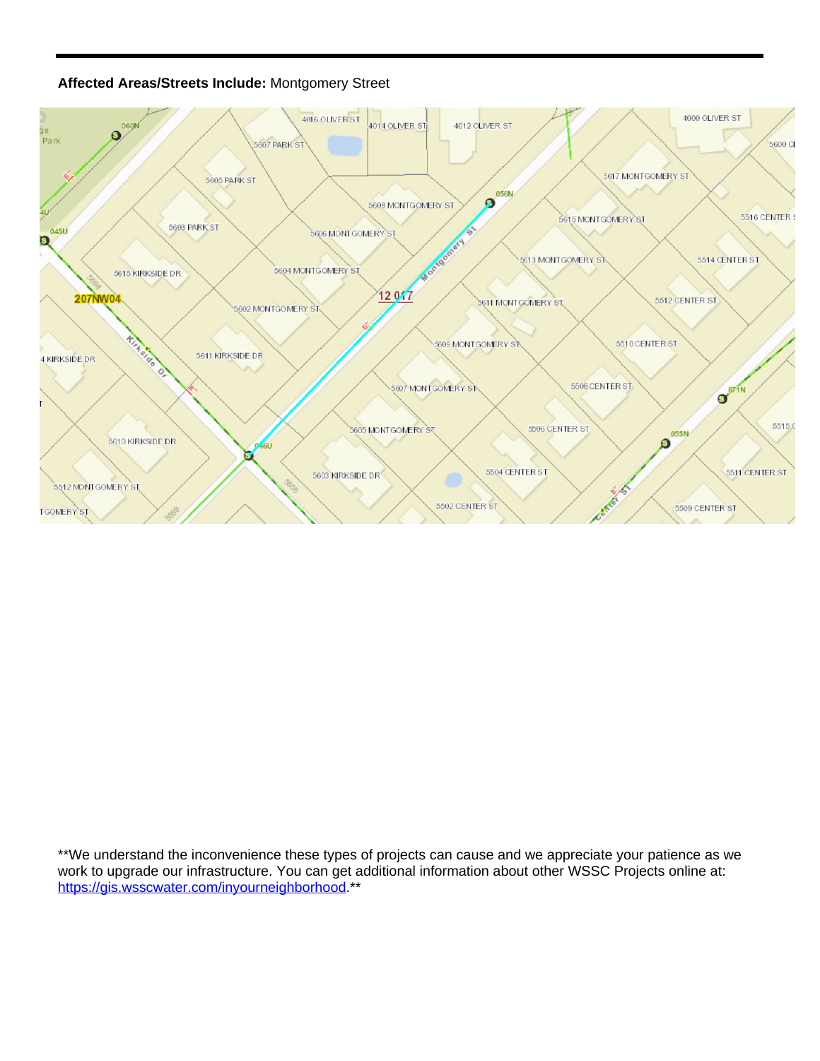**Affected Areas/Streets Include:** Montgomery Street

5607 PARK ST
4016 OLIVER ST
4014 OLIVER ST
4012 OLIVER ST
4000 OLIVER ST
5600 CE
060N
Park
5605 PARK ST
5617 MONTGOMERY ST
056N
5608 MONTGOMERY ST
5516 CENTER S
045U
5603 PARK ST
5606 MONTGOMERY ST
5615 MONTGOMERY ST
5613 MONTGOMERY ST
5514 CENTER ST
5615 KIRKSIDE DR
5604 MONTGOMERY ST
Montgomery St
207NW04
12 017
5602 MONTGOMERY ST
5611 MONTGOMERY ST
5512 CENTER ST
5611 KIRKSIDE DR
5609 MONTGOMERY ST
5510 CENTER ST
4 KIRKSIDE DR
Kirkside Dr
5607 MONTGOMERY ST
5508 CENTER ST
071N
5605 MONTGOMERY ST
5506 CENTER ST
055N
5515 C
5610 KIRKSIDE DR
046U
5603 KIRKSIDE DR
5504 CENTER ST
5511 CENTER ST
5512 MONTGOMERY ST
Center St
5502 CENTER ST
5509 CENTER ST
TGOMERY ST

**We understand the inconvenience these types of projects can cause and we appreciate your patience as we work to upgrade our infrastructure. You can get additional information about other WSSC Projects online at: https://gis.wsscwater.com/inyourneighborhood.**